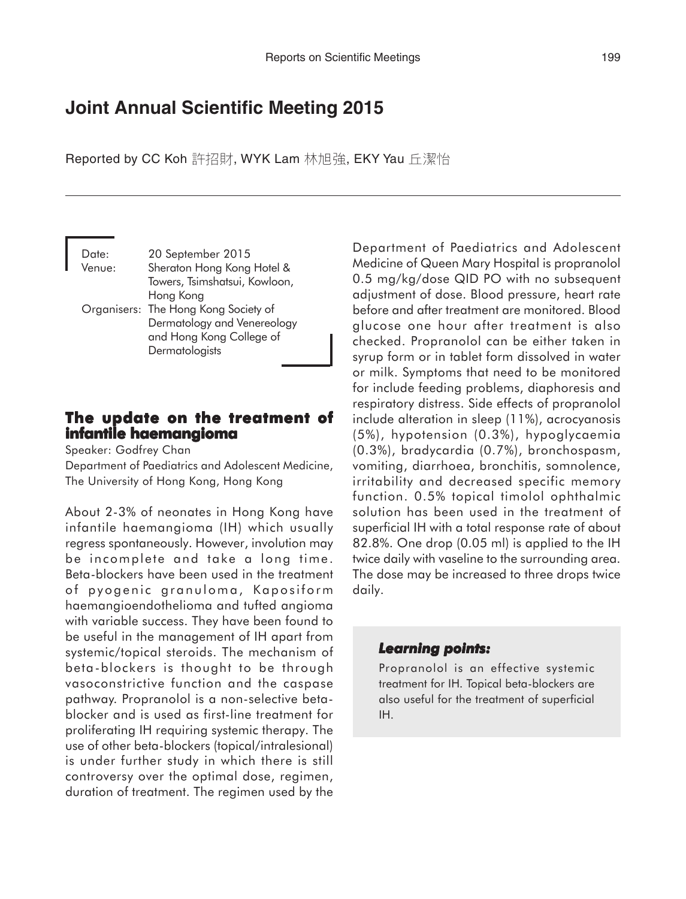# Joint Annual Scientific Meeting 2015

Reported by CC Koh 許招財, WYK Lam 林旭強, EKY Yau 丘潔怡

Date: 20 September 2015
Venue: Sheraton Hong Kong Hotel & Towers, Tsimshatsui, Kowloon, Hong Kong
Organisers: The Hong Kong Society of Dermatology and Venereology and Hong Kong College of Dermatologists

## The update on the treatment of infantile haemangioma

Speaker: Godfrey Chan
Department of Paediatrics and Adolescent Medicine, The University of Hong Kong, Hong Kong

About 2-3% of neonates in Hong Kong have infantile haemangioma (IH) which usually regress spontaneously. However, involution may be incomplete and take a long time. Beta-blockers have been used in the treatment of pyogenic granuloma, Kaposiform haemangioendothelioma and tufted angioma with variable success. They have been found to be useful in the management of IH apart from systemic/topical steroids. The mechanism of beta-blockers is thought to be through vasoconstrictive function and the caspase pathway. Propranolol is a non-selective beta-blocker and is used as first-line treatment for proliferating IH requiring systemic therapy. The use of other beta-blockers (topical/intralesional) is under further study in which there is still controversy over the optimal dose, regimen, duration of treatment. The regimen used by the Department of Paediatrics and Adolescent Medicine of Queen Mary Hospital is propranolol 0.5 mg/kg/dose QID PO with no subsequent adjustment of dose. Blood pressure, heart rate before and after treatment are monitored. Blood glucose one hour after treatment is also checked. Propranolol can be either taken in syrup form or in tablet form dissolved in water or milk. Symptoms that need to be monitored for include feeding problems, diaphoresis and respiratory distress. Side effects of propranolol include alteration in sleep (11%), acrocyanosis (5%), hypotension (0.3%), hypoglycaemia (0.3%), bradycardia (0.7%), bronchospasm, vomiting, diarrhoea, bronchitis, somnolence, irritability and decreased specific memory function. 0.5% topical timolol ophthalmic solution has been used in the treatment of superficial IH with a total response rate of about 82.8%. One drop (0.05 ml) is applied to the IH twice daily with vaseline to the surrounding area. The dose may be increased to three drops twice daily.

> ***Learning points:***
>
> Propranolol is an effective systemic treatment for IH. Topical beta-blockers are also useful for the treatment of superficial IH.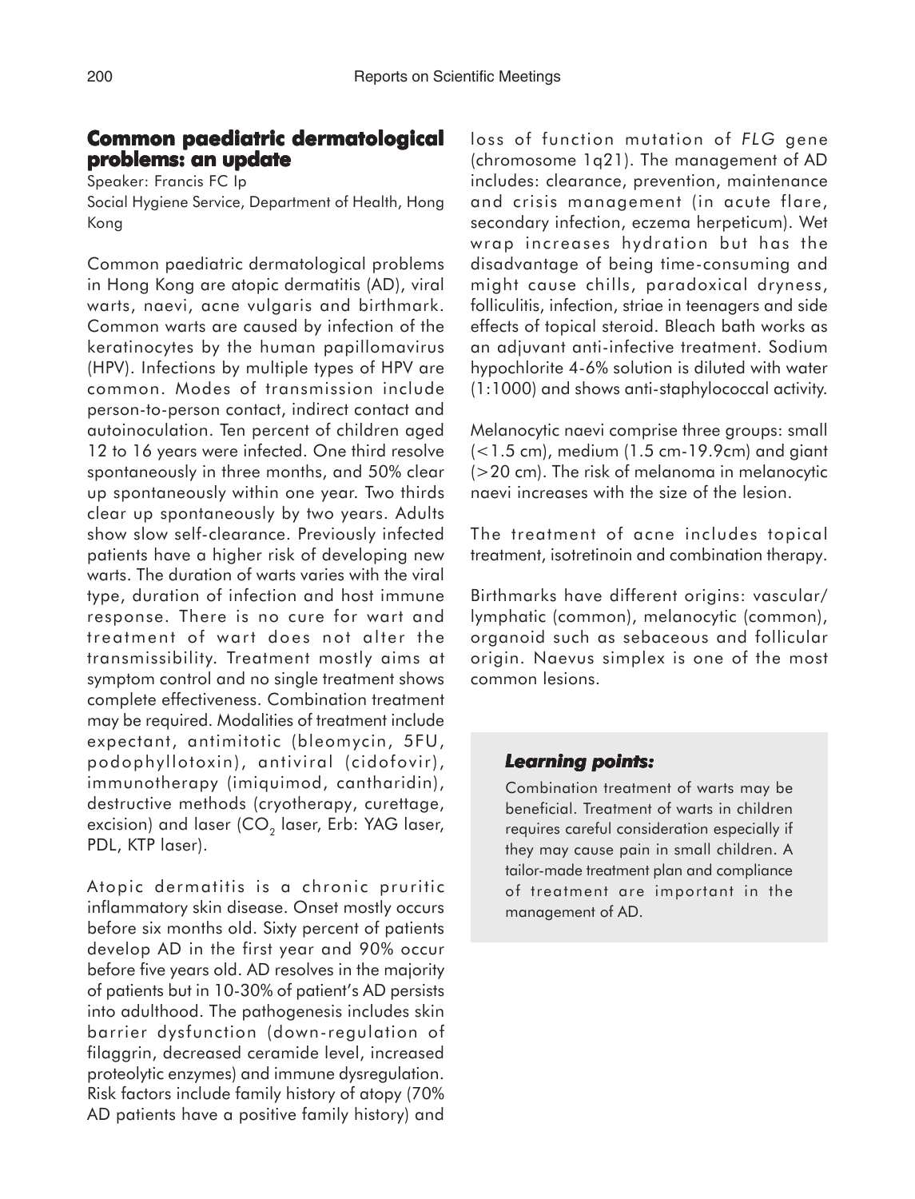## Common paediatric dermatological problems: an update

Speaker: Francis FC Ip

Social Hygiene Service, Department of Health, Hong Kong

Common paediatric dermatological problems in Hong Kong are atopic dermatitis (AD), viral warts, naevi, acne vulgaris and birthmark. Common warts are caused by infection of the keratinocytes by the human papillomavirus (HPV). Infections by multiple types of HPV are common. Modes of transmission include person-to-person contact, indirect contact and autoinoculation. Ten percent of children aged 12 to 16 years were infected. One third resolve spontaneously in three months, and 50% clear up spontaneously within one year. Two thirds clear up spontaneously by two years. Adults show slow self-clearance. Previously infected patients have a higher risk of developing new warts. The duration of warts varies with the viral type, duration of infection and host immune response. There is no cure for wart and treatment of wart does not alter the transmissibility. Treatment mostly aims at symptom control and no single treatment shows complete effectiveness. Combination treatment may be required. Modalities of treatment include expectant, antimitotic (bleomycin, 5FU, podophyllotoxin), antiviral (cidofovir), immunotherapy (imiquimod, cantharidin), destructive methods (cryotherapy, curettage, excision) and laser ($CO_2$ laser, Erb: YAG laser, PDL, KTP laser).

Atopic dermatitis is a chronic pruritic inflammatory skin disease. Onset mostly occurs before six months old. Sixty percent of patients develop AD in the first year and 90% occur before five years old. AD resolves in the majority of patients but in 10-30% of patient's AD persists into adulthood. The pathogenesis includes skin barrier dysfunction (down-regulation of filaggrin, decreased ceramide level, increased proteolytic enzymes) and immune dysregulation. Risk factors include family history of atopy (70% AD patients have a positive family history) and loss of function mutation of *FLG* gene (chromosome 1q21). The management of AD includes: clearance, prevention, maintenance and crisis management (in acute flare, secondary infection, eczema herpeticum). Wet wrap increases hydration but has the disadvantage of being time-consuming and might cause chills, paradoxical dryness, folliculitis, infection, striae in teenagers and side effects of topical steroid. Bleach bath works as an adjuvant anti-infective treatment. Sodium hypochlorite 4-6% solution is diluted with water (1:1000) and shows anti-staphylococcal activity.

Melanocytic naevi comprise three groups: small (<1.5 cm), medium (1.5 cm-19.9cm) and giant (>20 cm). The risk of melanoma in melanocytic naevi increases with the size of the lesion.

The treatment of acne includes topical treatment, isotretinoin and combination therapy.

Birthmarks have different origins: vascular/lymphatic (common), melanocytic (common), organoid such as sebaceous and follicular origin. Naevus simplex is one of the most common lesions.

### *Learning points:*

Combination treatment of warts may be beneficial. Treatment of warts in children requires careful consideration especially if they may cause pain in small children. A tailor-made treatment plan and compliance of treatment are important in the management of AD.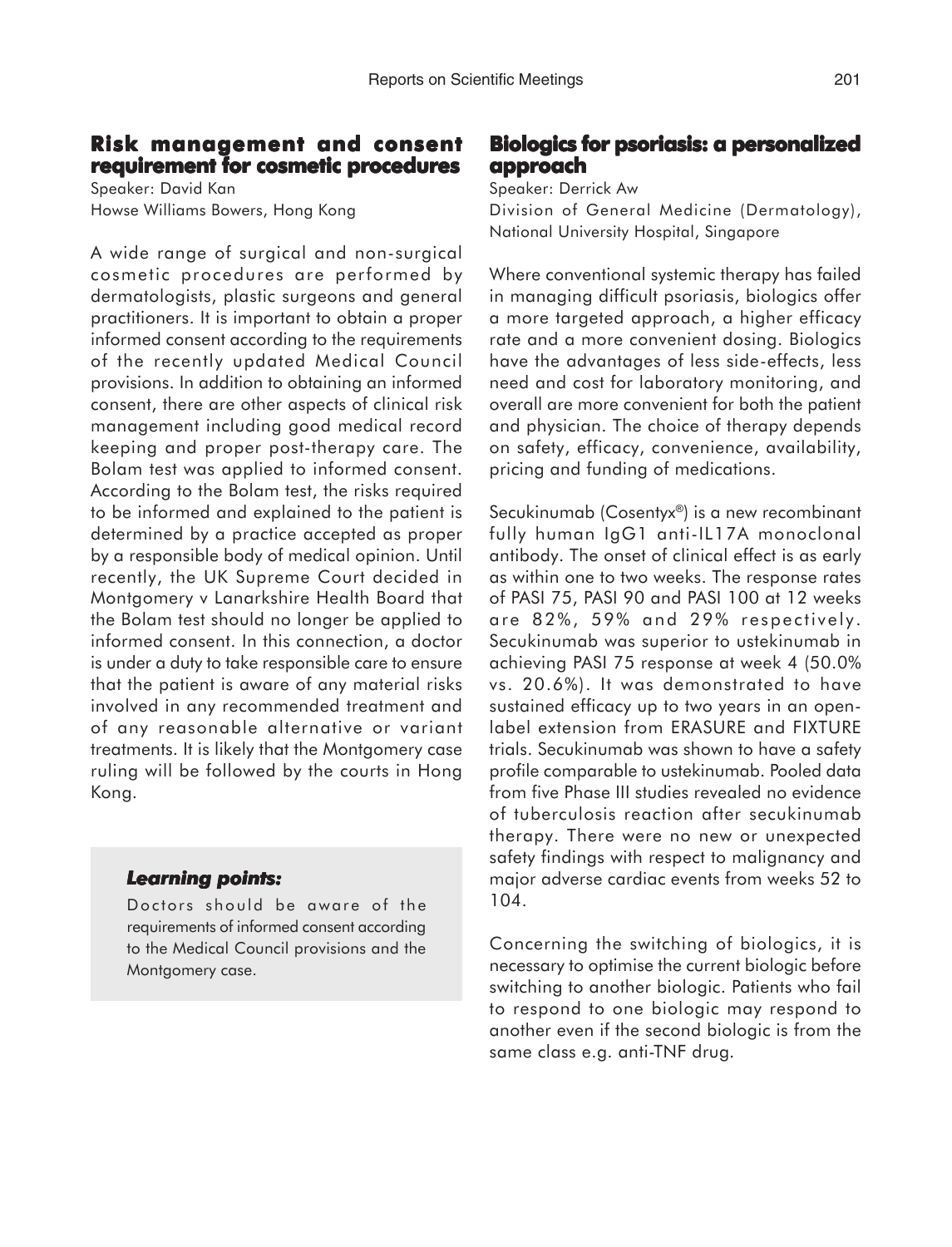## Risk management and consent requirement for cosmetic procedures

Speaker: David Kan
Howse Williams Bowers, Hong Kong

A wide range of surgical and non-surgical cosmetic procedures are performed by dermatologists, plastic surgeons and general practitioners. It is important to obtain a proper informed consent according to the requirements of the recently updated Medical Council provisions. In addition to obtaining an informed consent, there are other aspects of clinical risk management including good medical record keeping and proper post-therapy care. The Bolam test was applied to informed consent. According to the Bolam test, the risks required to be informed and explained to the patient is determined by a practice accepted as proper by a responsible body of medical opinion. Until recently, the UK Supreme Court decided in Montgomery v Lanarkshire Health Board that the Bolam test should no longer be applied to informed consent. In this connection, a doctor is under a duty to take responsible care to ensure that the patient is aware of any material risks involved in any recommended treatment and of any reasonable alternative or variant treatments. It is likely that the Montgomery case ruling will be followed by the courts in Hong Kong.

### *Learning points:*

Doctors should be aware of the requirements of informed consent according to the Medical Council provisions and the Montgomery case.

## Biologics for psoriasis: a personalized approach

Speaker: Derrick Aw
Division of General Medicine (Dermatology), National University Hospital, Singapore

Where conventional systemic therapy has failed in managing difficult psoriasis, biologics offer a more targeted approach, a higher efficacy rate and a more convenient dosing. Biologics have the advantages of less side-effects, less need and cost for laboratory monitoring, and overall are more convenient for both the patient and physician. The choice of therapy depends on safety, efficacy, convenience, availability, pricing and funding of medications.

Secukinumab (Cosentyx®) is a new recombinant fully human IgG1 anti-IL17A monoclonal antibody. The onset of clinical effect is as early as within one to two weeks. The response rates of PASI 75, PASI 90 and PASI 100 at 12 weeks are 82%, 59% and 29% respectively. Secukinumab was superior to ustekinumab in achieving PASI 75 response at week 4 (50.0% vs. 20.6%). It was demonstrated to have sustained efficacy up to two years in an open-label extension from ERASURE and FIXTURE trials. Secukinumab was shown to have a safety profile comparable to ustekinumab. Pooled data from five Phase III studies revealed no evidence of tuberculosis reaction after secukinumab therapy. There were no new or unexpected safety findings with respect to malignancy and major adverse cardiac events from weeks 52 to 104.

Concerning the switching of biologics, it is necessary to optimise the current biologic before switching to another biologic. Patients who fail to respond to one biologic may respond to another even if the second biologic is from the same class e.g. anti-TNF drug.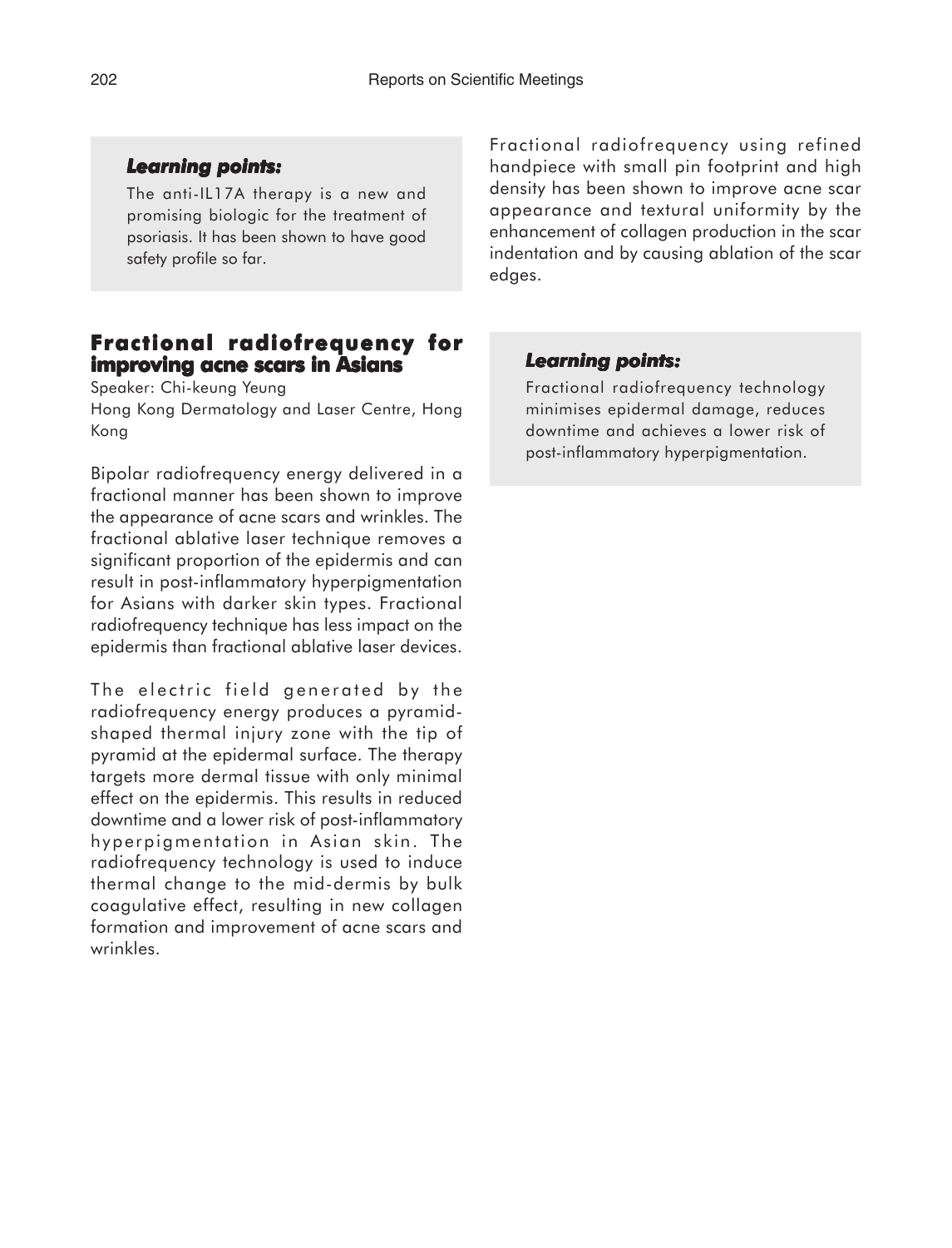***Learning points:***

The anti-IL17A therapy is a new and promising biologic for the treatment of psoriasis. It has been shown to have good safety profile so far.

## Fractional radiofrequency for improving acne scars in Asians

Speaker: Chi-keung Yeung

Hong Kong Dermatology and Laser Centre, Hong Kong

Bipolar radiofrequency energy delivered in a fractional manner has been shown to improve the appearance of acne scars and wrinkles. The fractional ablative laser technique removes a significant proportion of the epidermis and can result in post-inflammatory hyperpigmentation for Asians with darker skin types. Fractional radiofrequency technique has less impact on the epidermis than fractional ablative laser devices.

The electric field generated by the radiofrequency energy produces a pyramid-shaped thermal injury zone with the tip of pyramid at the epidermal surface. The therapy targets more dermal tissue with only minimal effect on the epidermis. This results in reduced downtime and a lower risk of post-inflammatory hyperpigmentation in Asian skin. The radiofrequency technology is used to induce thermal change to the mid-dermis by bulk coagulative effect, resulting in new collagen formation and improvement of acne scars and wrinkles.

Fractional radiofrequency using refined handpiece with small pin footprint and high density has been shown to improve acne scar appearance and textural uniformity by the enhancement of collagen production in the scar indentation and by causing ablation of the scar edges.

***Learning points:***

Fractional radiofrequency technology minimises epidermal damage, reduces downtime and achieves a lower risk of post-inflammatory hyperpigmentation.